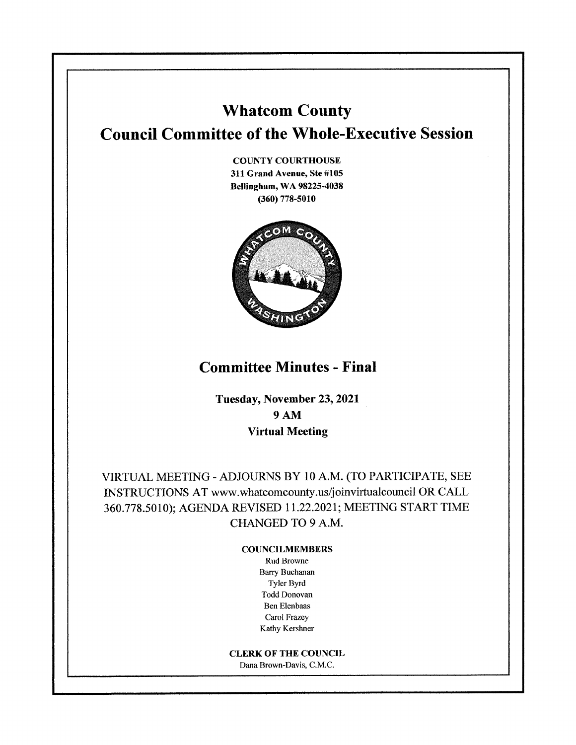# Whatcom County

# Council Committee of the Whole-Executive Session

**COUNTY COURTHOUSE**
**311 Grand Avenue, Ste #105**
**Bellingham, WA 98225-4038**
**(360) 778-5010**

## Committee Minutes - Final

**Tuesday, November 23, 2021**
**9 AM**
**Virtual Meeting**

VIRTUAL MEETING - ADJOURNS BY 10 A.M. (TO PARTICIPATE, SEE INSTRUCTIONS AT www.whatcomcounty.us/joinvirtualcouncil OR CALL 360.778.5010); AGENDA REVISED 11.22.2021; MEETING START TIME CHANGED TO 9 A.M.

**COUNCILMEMBERS**

Rud Browne
Barry Buchanan
Tyler Byrd
Todd Donovan
Ben Elenbaas
Carol Frazey
Kathy Kershner

**CLERK OF THE COUNCIL**

Dana Brown-Davis, C.M.C.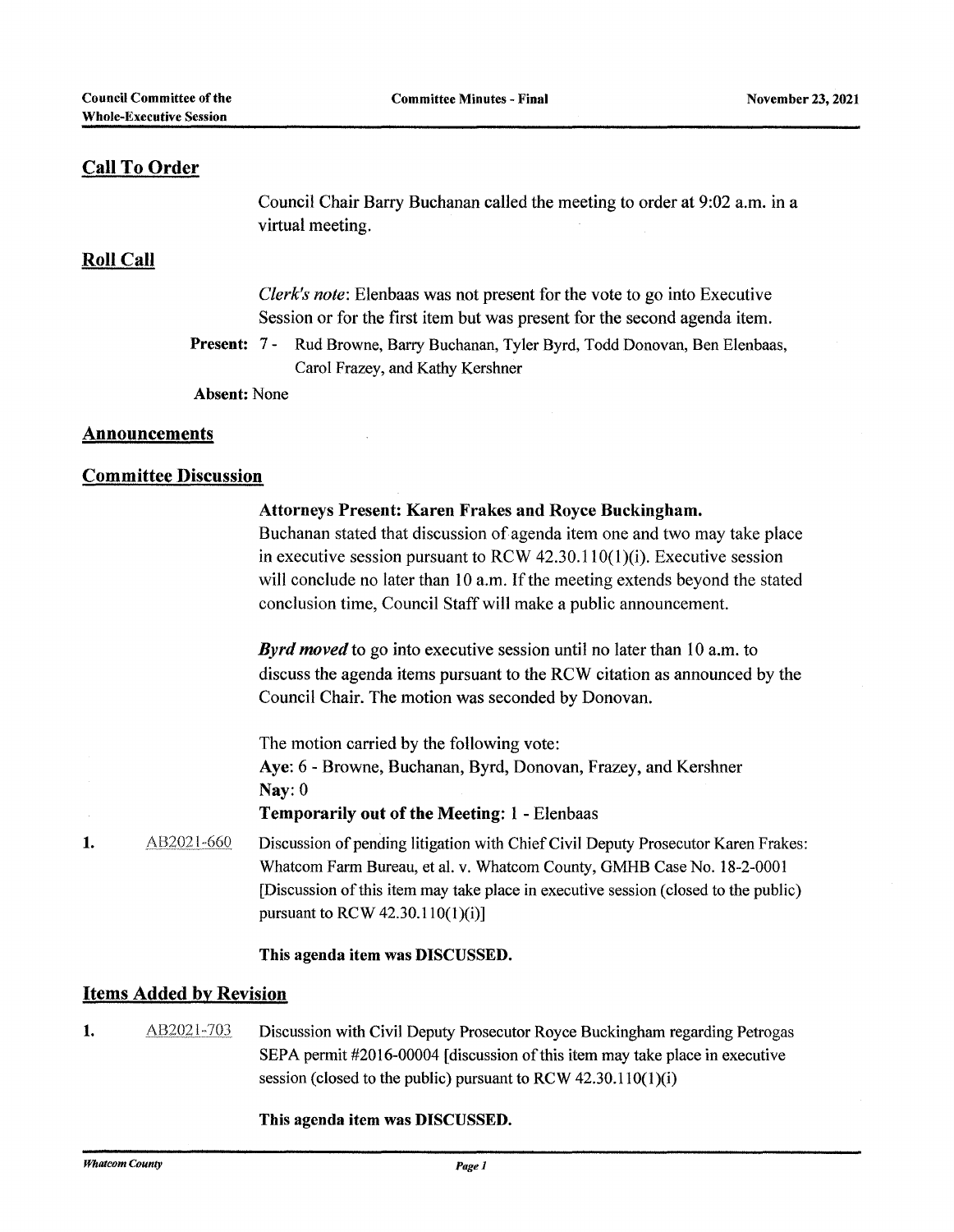## Call To Order

Council Chair Barry Buchanan called the meeting to order at 9:02 a.m. in a virtual meeting.

## Roll Call

*Clerk's note*: Elenbaas was not present for the vote to go into Executive Session or for the first item but was present for the second agenda item.

**Present:** 7 - Rud Browne, Barry Buchanan, Tyler Byrd, Todd Donovan, Ben Elenbaas, Carol Frazey, and Kathy Kershner

**Absent:** None

## Announcements

## Committee Discussion

**Attorneys Present: Karen Frakes and Royce Buckingham.**

Buchanan stated that discussion of agenda item one and two may take place in executive session pursuant to RCW 42.30.110(1)(i). Executive session will conclude no later than 10 a.m. If the meeting extends beyond the stated conclusion time, Council Staff will make a public announcement.

***Byrd moved*** to go into executive session until no later than 10 a.m. to discuss the agenda items pursuant to the RCW citation as announced by the Council Chair. The motion was seconded by Donovan.

The motion carried by the following vote:

**Aye**: 6 - Browne, Buchanan, Byrd, Donovan, Frazey, and Kershner

**Nay**: 0

**Temporarily out of the Meeting**: 1 - Elenbaas

1. AB2021-660 Discussion of pending litigation with Chief Civil Deputy Prosecutor Karen Frakes: Whatcom Farm Bureau, et al. v. Whatcom County, GMHB Case No. 18-2-0001 [Discussion of this item may take place in executive session (closed to the public) pursuant to RCW 42.30.110(1)(i)]

   **This agenda item was DISCUSSED.**

## Items Added by Revision

1. AB2021-703 Discussion with Civil Deputy Prosecutor Royce Buckingham regarding Petrogas SEPA permit #2016-00004 [discussion of this item may take place in executive session (closed to the public) pursuant to RCW 42.30.110(1)(i)

   **This agenda item was DISCUSSED.**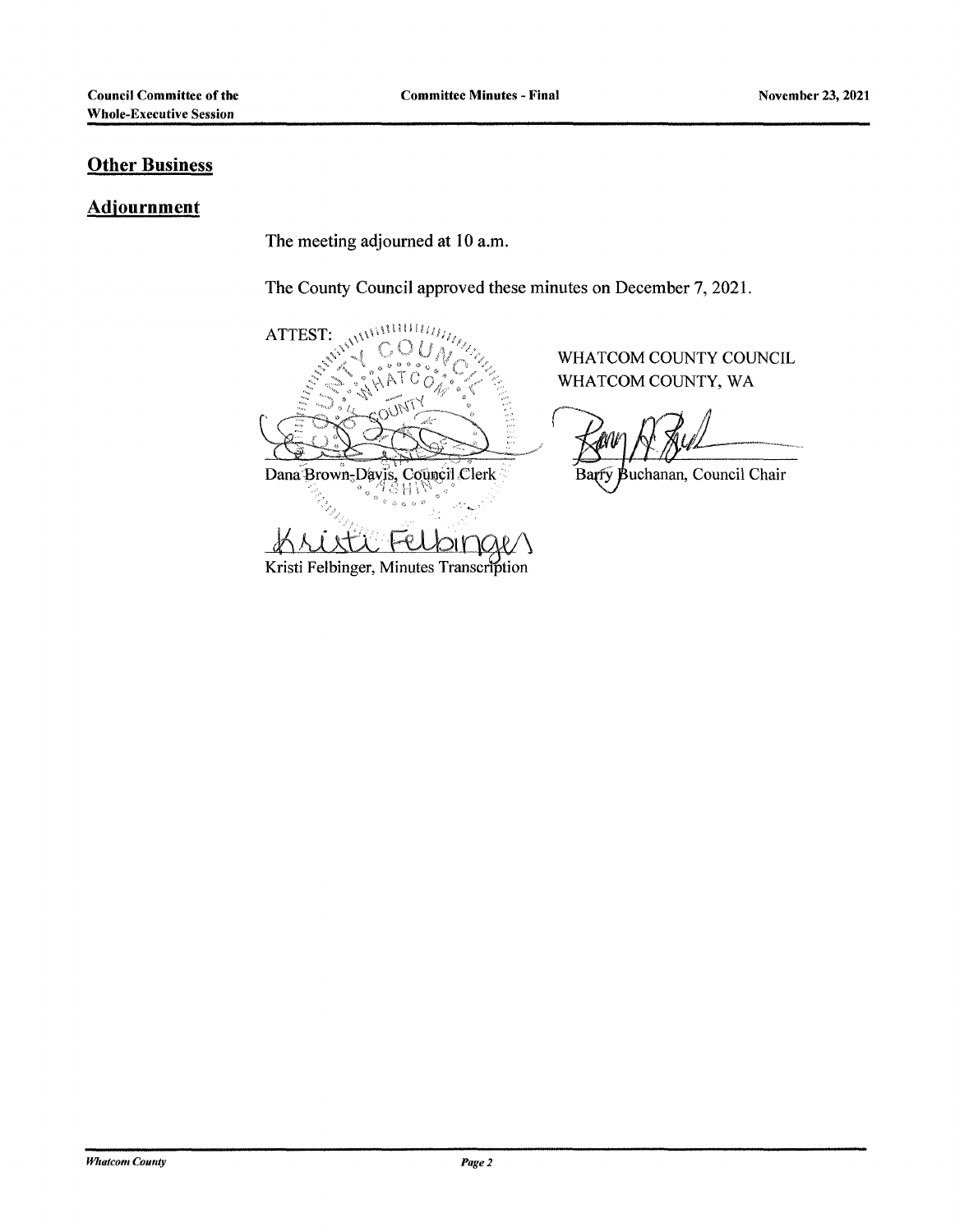## Other Business

## Adjournment

The meeting adjourned at 10 a.m.

The County Council approved these minutes on December 7, 2021.

ATTEST:

Dana Brown-Davis, Council Clerk

Kristi Felbinger, Minutes Transcription

WHATCOM COUNTY COUNCIL
WHATCOM COUNTY, WA

Barry Buchanan, Council Chair